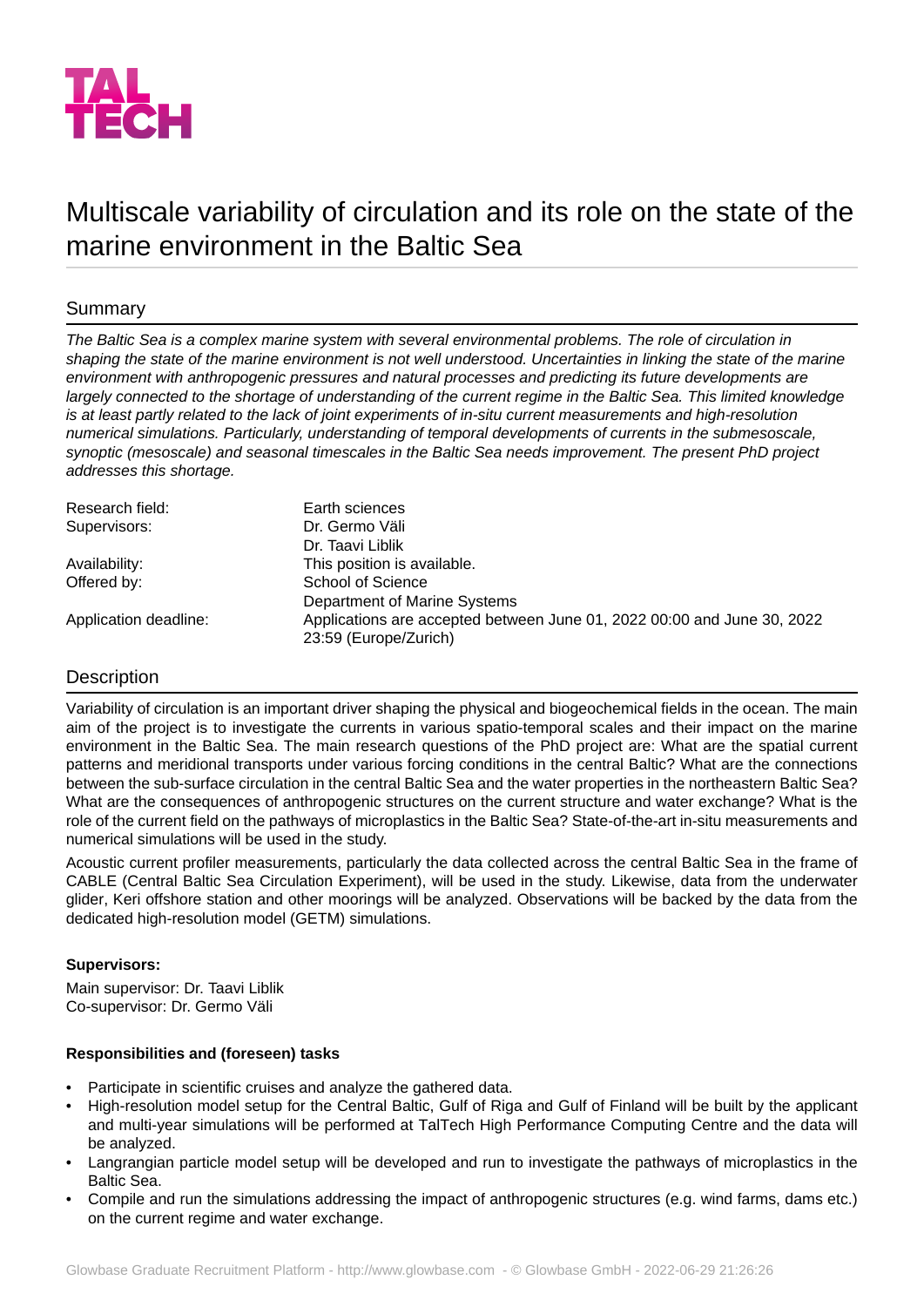TAL TECH

# Multiscale variability of circulation and its role on the state of the marine environment in the Baltic Sea

## Summary

*The Baltic Sea is a complex marine system with several environmental problems. The role of circulation in shaping the state of the marine environment is not well understood. Uncertainties in linking the state of the marine environment with anthropogenic pressures and natural processes and predicting its future developments are largely connected to the shortage of understanding of the current regime in the Baltic Sea. This limited knowledge is at least partly related to the lack of joint experiments of in-situ current measurements and high-resolution numerical simulations. Particularly, understanding of temporal developments of currents in the submesoscale, synoptic (mesoscale) and seasonal timescales in the Baltic Sea needs improvement. The present PhD project addresses this shortage.*

| | |
|---|---|
| Research field: | Earth sciences |
| Supervisors: | Dr. Germo Väli<br>Dr. Taavi Liblik |
| Availability: | This position is available. |
| Offered by: | School of Science<br>Department of Marine Systems |
| Application deadline: | Applications are accepted between June 01, 2022 00:00 and June 30, 2022 23:59 (Europe/Zurich) |

## Description

Variability of circulation is an important driver shaping the physical and biogeochemical fields in the ocean. The main aim of the project is to investigate the currents in various spatio-temporal scales and their impact on the marine environment in the Baltic Sea. The main research questions of the PhD project are: What are the spatial current patterns and meridional transports under various forcing conditions in the central Baltic? What are the connections between the sub-surface circulation in the central Baltic Sea and the water properties in the northeastern Baltic Sea? What are the consequences of anthropogenic structures on the current structure and water exchange? What is the role of the current field on the pathways of microplastics in the Baltic Sea? State-of-the-art in-situ measurements and numerical simulations will be used in the study.

Acoustic current profiler measurements, particularly the data collected across the central Baltic Sea in the frame of CABLE (Central Baltic Sea Circulation Experiment), will be used in the study. Likewise, data from the underwater glider, Keri offshore station and other moorings will be analyzed. Observations will be backed by the data from the dedicated high-resolution model (GETM) simulations.

**Supervisors:**

Main supervisor: Dr. Taavi Liblik
Co-supervisor: Dr. Germo Väli

**Responsibilities and (foreseen) tasks**

- Participate in scientific cruises and analyze the gathered data.
- High-resolution model setup for the Central Baltic, Gulf of Riga and Gulf of Finland will be built by the applicant and multi-year simulations will be performed at TalTech High Performance Computing Centre and the data will be analyzed.
- Langrangian particle model setup will be developed and run to investigate the pathways of microplastics in the Baltic Sea.
- Compile and run the simulations addressing the impact of anthropogenic structures (e.g. wind farms, dams etc.) on the current regime and water exchange.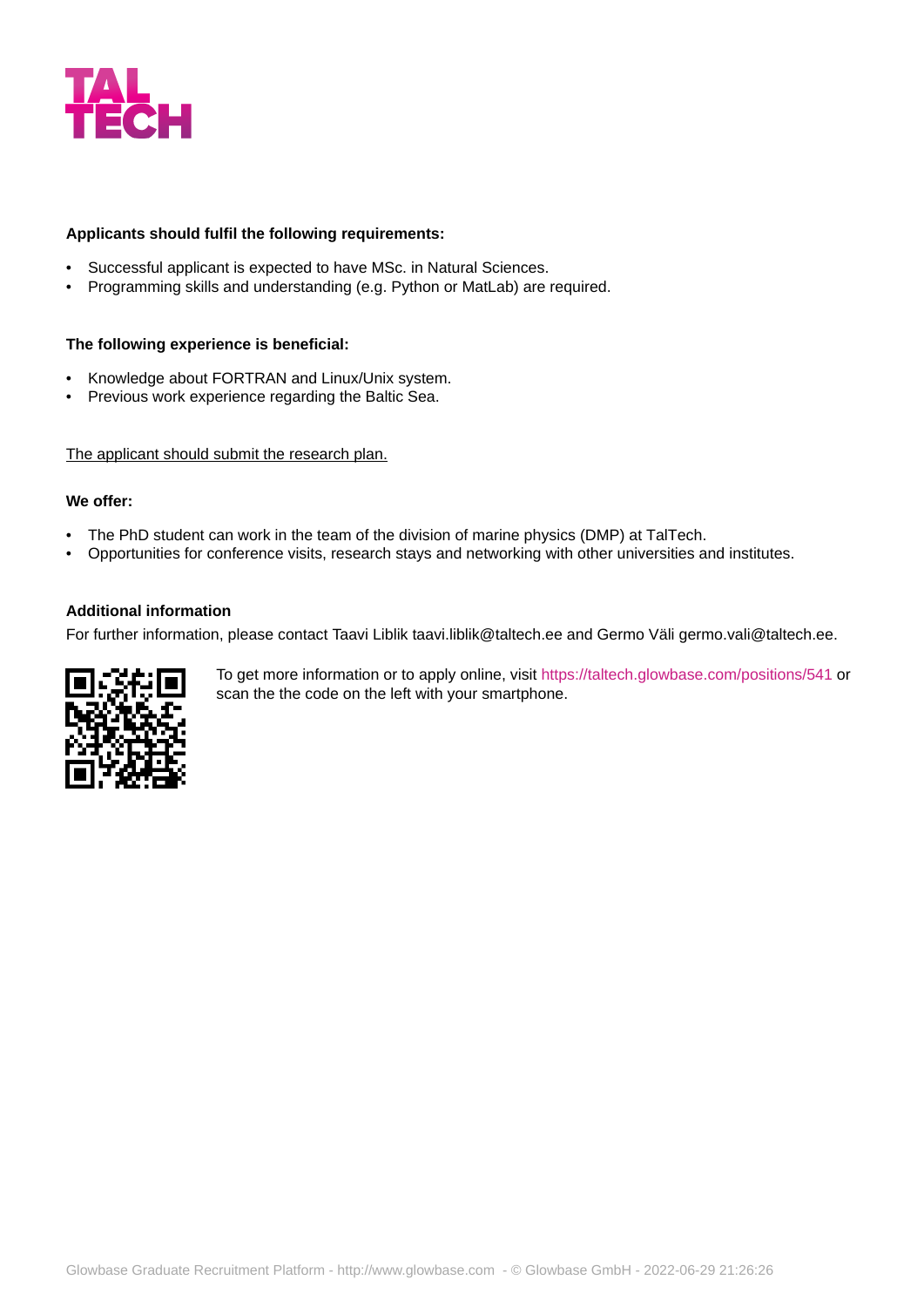**Applicants should fulfil the following requirements:**

- Successful applicant is expected to have MSc. in Natural Sciences.
- Programming skills and understanding (e.g. Python or MatLab) are required.

**The following experience is beneficial:**

- Knowledge about FORTRAN and Linux/Unix system.
- Previous work experience regarding the Baltic Sea.

The applicant should submit the research plan.

**We offer:**

- The PhD student can work in the team of the division of marine physics (DMP) at TalTech.
- Opportunities for conference visits, research stays and networking with other universities and institutes.

**Additional information**

For further information, please contact Taavi Liblik taavi.liblik@taltech.ee and Germo Väli germo.vali@taltech.ee.

To get more information or to apply online, visit https://taltech.glowbase.com/positions/541 or scan the the code on the left with your smartphone.